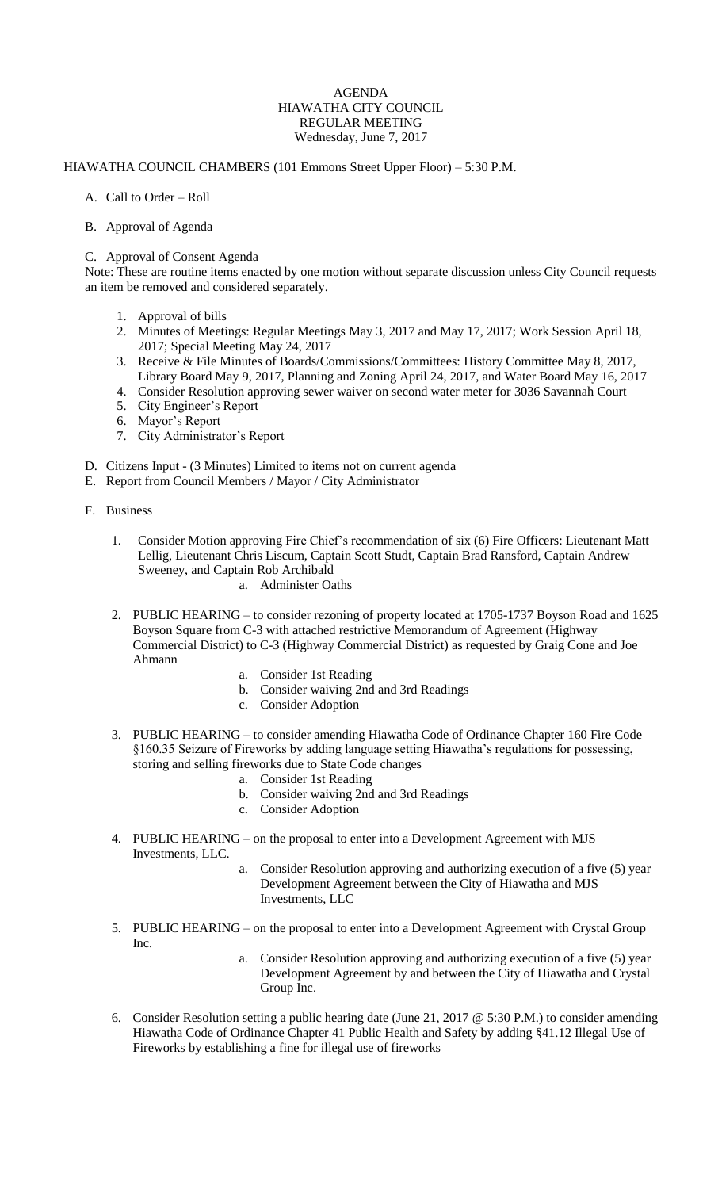# AGENDA
## HIAWATHA CITY COUNCIL
## REGULAR MEETING
Wednesday, June 7, 2017

HIAWATHA COUNCIL CHAMBERS (101 Emmons Street Upper Floor) – 5:30 P.M.

A. Call to Order – Roll

B. Approval of Agenda

C. Approval of Consent Agenda

Note: These are routine items enacted by one motion without separate discussion unless City Council requests an item be removed and considered separately.

1. Approval of bills
2. Minutes of Meetings: Regular Meetings May 3, 2017 and May 17, 2017; Work Session April 18, 2017; Special Meeting May 24, 2017
3. Receive & File Minutes of Boards/Commissions/Committees: History Committee May 8, 2017, Library Board May 9, 2017, Planning and Zoning April 24, 2017, and Water Board May 16, 2017
4. Consider Resolution approving sewer waiver on second water meter for 3036 Savannah Court
5. City Engineer's Report
6. Mayor's Report
7. City Administrator's Report

D. Citizens Input - (3 Minutes) Limited to items not on current agenda

E. Report from Council Members / Mayor / City Administrator

F. Business

1. Consider Motion approving Fire Chief's recommendation of six (6) Fire Officers: Lieutenant Matt Lellig, Lieutenant Chris Liscum, Captain Scott Studt, Captain Brad Ransford, Captain Andrew Sweeney, and Captain Rob Archibald
   a. Administer Oaths

2. PUBLIC HEARING – to consider rezoning of property located at 1705-1737 Boyson Road and 1625 Boyson Square from C-3 with attached restrictive Memorandum of Agreement (Highway Commercial District) to C-3 (Highway Commercial District) as requested by Graig Cone and Joe Ahmann
   a. Consider 1st Reading
   b. Consider waiving 2nd and 3rd Readings
   c. Consider Adoption

3. PUBLIC HEARING – to consider amending Hiawatha Code of Ordinance Chapter 160 Fire Code §160.35 Seizure of Fireworks by adding language setting Hiawatha's regulations for possessing, storing and selling fireworks due to State Code changes
   a. Consider 1st Reading
   b. Consider waiving 2nd and 3rd Readings
   c. Consider Adoption

4. PUBLIC HEARING – on the proposal to enter into a Development Agreement with MJS Investments, LLC.
   a. Consider Resolution approving and authorizing execution of a five (5) year Development Agreement between the City of Hiawatha and MJS Investments, LLC

5. PUBLIC HEARING – on the proposal to enter into a Development Agreement with Crystal Group Inc.
   a. Consider Resolution approving and authorizing execution of a five (5) year Development Agreement by and between the City of Hiawatha and Crystal Group Inc.

6. Consider Resolution setting a public hearing date (June 21, 2017 @ 5:30 P.M.) to consider amending Hiawatha Code of Ordinance Chapter 41 Public Health and Safety by adding §41.12 Illegal Use of Fireworks by establishing a fine for illegal use of fireworks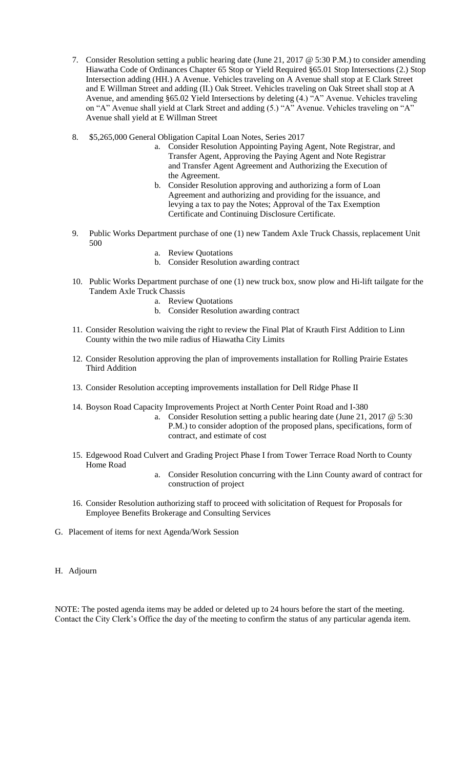7. Consider Resolution setting a public hearing date (June 21, 2017 @ 5:30 P.M.) to consider amending Hiawatha Code of Ordinances Chapter 65 Stop or Yield Required §65.01 Stop Intersections (2.) Stop Intersection adding (HH.) A Avenue. Vehicles traveling on A Avenue shall stop at E Clark Street and E Willman Street and adding (II.) Oak Street. Vehicles traveling on Oak Street shall stop at A Avenue, and amending §65.02 Yield Intersections by deleting (4.) "A" Avenue. Vehicles traveling on "A" Avenue shall yield at Clark Street and adding (5.) "A" Avenue. Vehicles traveling on "A" Avenue shall yield at E Willman Street

8. $5,265,000 General Obligation Capital Loan Notes, Series 2017
   a. Consider Resolution Appointing Paying Agent, Note Registrar, and Transfer Agent, Approving the Paying Agent and Note Registrar and Transfer Agent Agreement and Authorizing the Execution of the Agreement.
   b. Consider Resolution approving and authorizing a form of Loan Agreement and authorizing and providing for the issuance, and levying a tax to pay the Notes; Approval of the Tax Exemption Certificate and Continuing Disclosure Certificate.

9. Public Works Department purchase of one (1) new Tandem Axle Truck Chassis, replacement Unit 500
   a. Review Quotations
   b. Consider Resolution awarding contract

10. Public Works Department purchase of one (1) new truck box, snow plow and Hi-lift tailgate for the Tandem Axle Truck Chassis
    a. Review Quotations
    b. Consider Resolution awarding contract

11. Consider Resolution waiving the right to review the Final Plat of Krauth First Addition to Linn County within the two mile radius of Hiawatha City Limits

12. Consider Resolution approving the plan of improvements installation for Rolling Prairie Estates Third Addition

13. Consider Resolution accepting improvements installation for Dell Ridge Phase II

14. Boyson Road Capacity Improvements Project at North Center Point Road and I-380
    a. Consider Resolution setting a public hearing date (June 21, 2017 @ 5:30 P.M.) to consider adoption of the proposed plans, specifications, form of contract, and estimate of cost

15. Edgewood Road Culvert and Grading Project Phase I from Tower Terrace Road North to County Home Road
    a. Consider Resolution concurring with the Linn County award of contract for construction of project

16. Consider Resolution authorizing staff to proceed with solicitation of Request for Proposals for Employee Benefits Brokerage and Consulting Services

G. Placement of items for next Agenda/Work Session

H. Adjourn

NOTE: The posted agenda items may be added or deleted up to 24 hours before the start of the meeting. Contact the City Clerk's Office the day of the meeting to confirm the status of any particular agenda item.